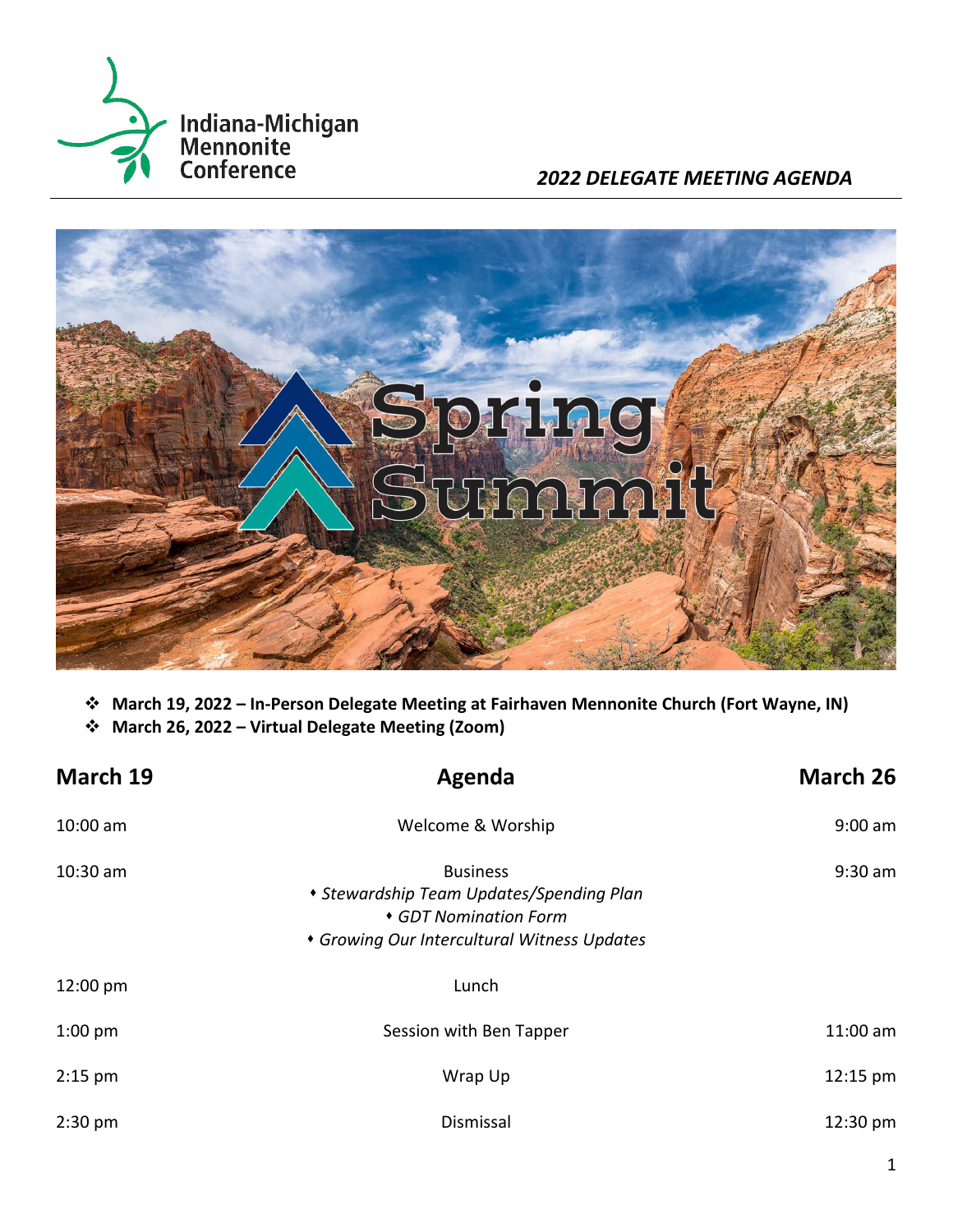Indiana-Michigan Mennonite Conference

*2022 DELEGATE MEETING AGENDA*

# Spring Summit

- **March 19, 2022 – In-Person Delegate Meeting at Fairhaven Mennonite Church (Fort Wayne, IN)**
- **March 26, 2022 – Virtual Delegate Meeting (Zoom)**

| March 19 | Agenda | March 26 |
|---|---|---|
| 10:00 am | Welcome & Worship | 9:00 am |
| 10:30 am | Business<br>• *Stewardship Team Updates/Spending Plan*<br>• *GDT Nomination Form*<br>• *Growing Our Intercultural Witness Updates* | 9:30 am |
| 12:00 pm | Lunch | |
| 1:00 pm | Session with Ben Tapper | 11:00 am |
| 2:15 pm | Wrap Up | 12:15 pm |
| 2:30 pm | Dismissal | 12:30 pm |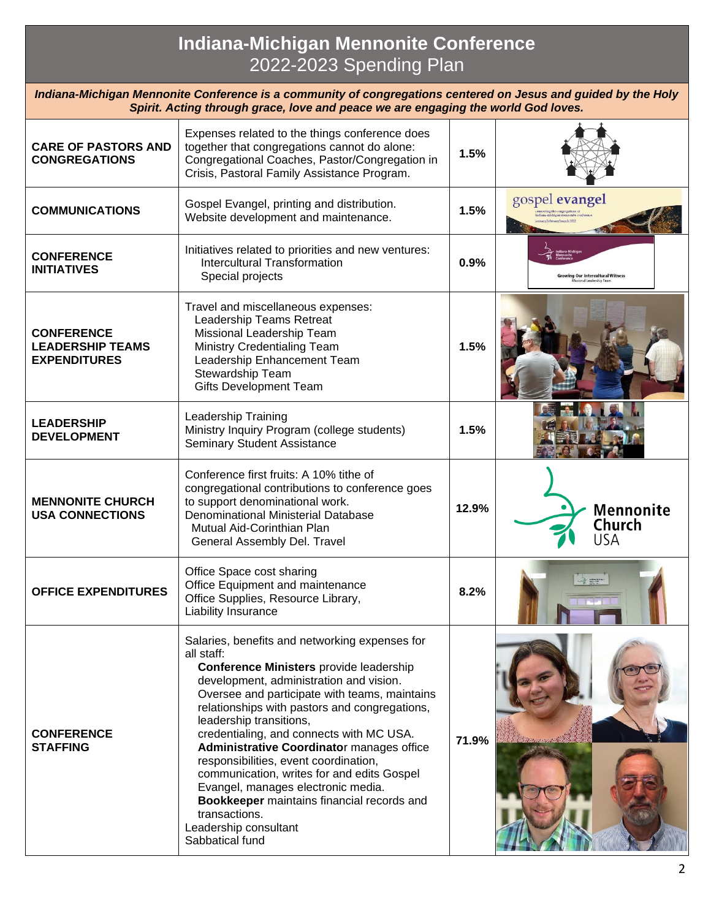# Indiana-Michigan Mennonite Conference

## 2022-2023 Spending Plan

***Indiana-Michigan Mennonite Conference is a community of congregations centered on Jesus and guided by the Holy Spirit. Acting through grace, love and peace we are engaging the world God loves.***

| Category | Description | Percent |
|---|---|---|
| **CARE OF PASTORS AND CONGREGATIONS** | Expenses related to the things conference does together that congregations cannot do alone: Congregational Coaches, Pastor/Congregation in Crisis, Pastoral Family Assistance Program. | **1.5%** |
| **COMMUNICATIONS** | Gospel Evangel, printing and distribution. Website development and maintenance. | **1.5%** |
| **CONFERENCE INITIATIVES** | Initiatives related to priorities and new ventures: Intercultural Transformation; Special projects | **0.9%** |
| **CONFERENCE LEADERSHIP TEAMS EXPENDITURES** | Travel and miscellaneous expenses: Leadership Teams Retreat; Missional Leadership Team; Ministry Credentialing Team; Leadership Enhancement Team; Stewardship Team; Gifts Development Team | **1.5%** |
| **LEADERSHIP DEVELOPMENT** | Leadership Training; Ministry Inquiry Program (college students); Seminary Student Assistance | **1.5%** |
| **MENNONITE CHURCH USA CONNECTIONS** | Conference first fruits: A 10% tithe of congregational contributions to conference goes to support denominational work. Denominational Ministerial Database; Mutual Aid-Corinthian Plan; General Assembly Del. Travel | **12.9%** |
| **OFFICE EXPENDITURES** | Office Space cost sharing; Office Equipment and maintenance; Office Supplies, Resource Library, Liability Insurance | **8.2%** |
| **CONFERENCE STAFFING** | Salaries, benefits and networking expenses for all staff: **Conference Ministers** provide leadership development, administration and vision. Oversee and participate with teams, maintains relationships with pastors and congregations, leadership transitions, credentialing, and connects with MC USA. **Administrative Coordinator** manages office responsibilities, event coordination, communication, writes for and edits Gospel Evangel, manages electronic media. **Bookkeeper** maintains financial records and transactions. Leadership consultant; Sabbatical fund | **71.9%** |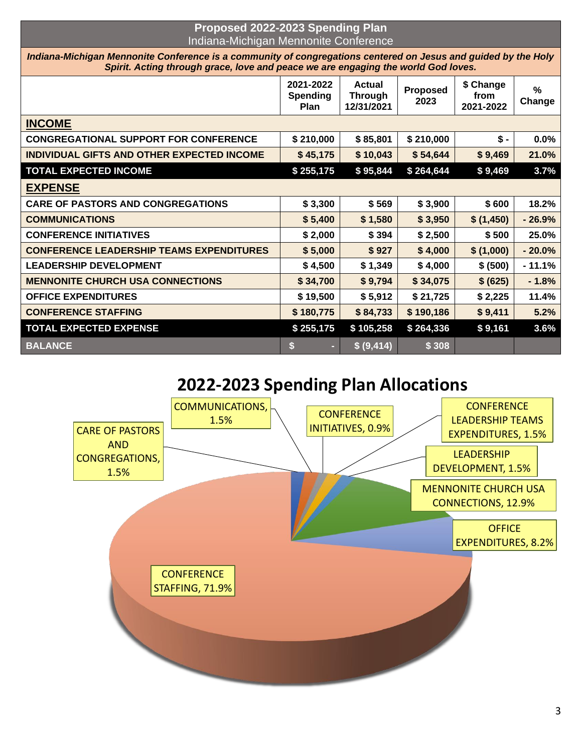## Proposed 2022-2023 Spending Plan

Indiana-Michigan Mennonite Conference

***Indiana-Michigan Mennonite Conference is a community of congregations centered on Jesus and guided by the Holy Spirit. Acting through grace, love and peace we are engaging the world God loves.***

| | 2021-2022 Spending Plan | Actual Through 12/31/2021 | Proposed 2023 | $ Change from 2021-2022 | % Change |
|---|---|---|---|---|---|
| **INCOME** | | | | | |
| CONGREGATIONAL SUPPORT FOR CONFERENCE | $ 210,000 | $ 85,801 | $ 210,000 | $ - | 0.0% |
| INDIVIDUAL GIFTS AND OTHER EXPECTED INCOME | $ 45,175 | $ 10,043 | $ 54,644 | $ 9,469 | 21.0% |
| **TOTAL EXPECTED INCOME** | **$ 255,175** | **$ 95,844** | **$ 264,644** | **$ 9,469** | **3.7%** |
| **EXPENSE** | | | | | |
| CARE OF PASTORS AND CONGREGATIONS | $ 3,300 | $ 569 | $ 3,900 | $ 600 | 18.2% |
| COMMUNICATIONS | $ 5,400 | $ 1,580 | $ 3,950 | $ (1,450) | - 26.9% |
| CONFERENCE INITIATIVES | $ 2,000 | $ 394 | $ 2,500 | $ 500 | 25.0% |
| CONFERENCE LEADERSHIP TEAMS EXPENDITURES | $ 5,000 | $ 927 | $ 4,000 | $ (1,000) | - 20.0% |
| LEADERSHIP DEVELOPMENT | $ 4,500 | $ 1,349 | $ 4,000 | $ (500) | - 11.1% |
| MENNONITE CHURCH USA CONNECTIONS | $ 34,700 | $ 9,794 | $ 34,075 | $ (625) | - 1.8% |
| OFFICE EXPENDITURES | $ 19,500 | $ 5,912 | $ 21,725 | $ 2,225 | 11.4% |
| CONFERENCE STAFFING | $ 180,775 | $ 84,733 | $ 190,186 | $ 9,411 | 5.2% |
| **TOTAL EXPECTED EXPENSE** | **$ 255,175** | **$ 105,258** | **$ 264,336** | **$ 9,161** | **3.6%** |
| **BALANCE** | **$ -** | **$ (9,414)** | **$ 308** | | |

## 2022-2023 Spending Plan Allocations

- CARE OF PASTORS AND CONGREGATIONS, 1.5%
- COMMUNICATIONS, 1.5%
- CONFERENCE INITIATIVES, 0.9%
- CONFERENCE LEADERSHIP TEAMS EXPENDITURES, 1.5%
- LEADERSHIP DEVELOPMENT, 1.5%
- MENNONITE CHURCH USA CONNECTIONS, 12.9%
- OFFICE EXPENDITURES, 8.2%
- CONFERENCE STAFFING, 71.9%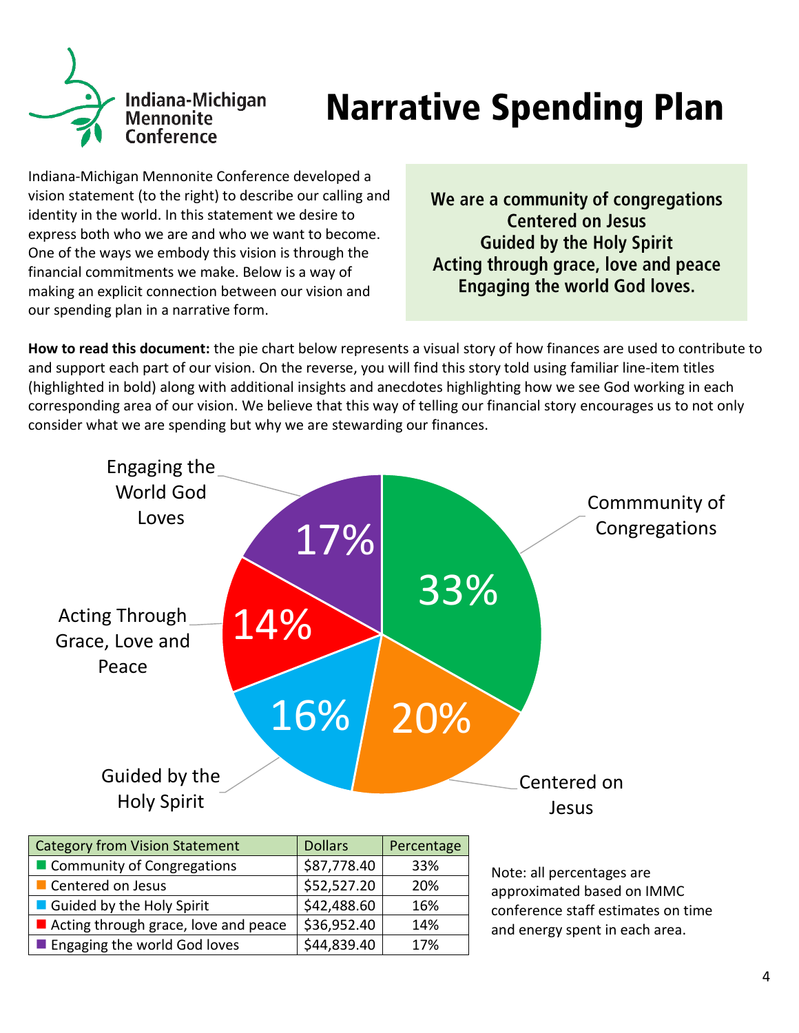Indiana-Michigan Mennonite Conference

# Narrative Spending Plan

Indiana-Michigan Mennonite Conference developed a vision statement (to the right) to describe our calling and identity in the world. In this statement we desire to express both who we are and who we want to become. One of the ways we embody this vision is through the financial commitments we make. Below is a way of making an explicit connection between our vision and our spending plan in a narrative form.

**We are a community of congregations**
**Centered on Jesus**
**Guided by the Holy Spirit**
**Acting through grace, love and peace**
**Engaging the world God loves.**

**How to read this document:** the pie chart below represents a visual story of how finances are used to contribute to and support each part of our vision. On the reverse, you will find this story told using familiar line-item titles (highlighted in bold) along with additional insights and anecdotes highlighting how we see God working in each corresponding area of our vision. We believe that this way of telling our financial story encourages us to not only consider what we are spending but why we are stewarding our finances.

Commmunity of Congregations 33%
Centered on Jesus 20%
Guided by the Holy Spirit 16%
Acting Through Grace, Love and Peace 14%
Engaging the World God Loves 17%

| Category from Vision Statement | Dollars | Percentage |
|---|---|---|
| Community of Congregations | $87,778.40 | 33% |
| Centered on Jesus | $52,527.20 | 20% |
| Guided by the Holy Spirit | $42,488.60 | 16% |
| Acting through grace, love and peace | $36,952.40 | 14% |
| Engaging the world God loves | $44,839.40 | 17% |

Note: all percentages are approximated based on IMMC conference staff estimates on time and energy spent in each area.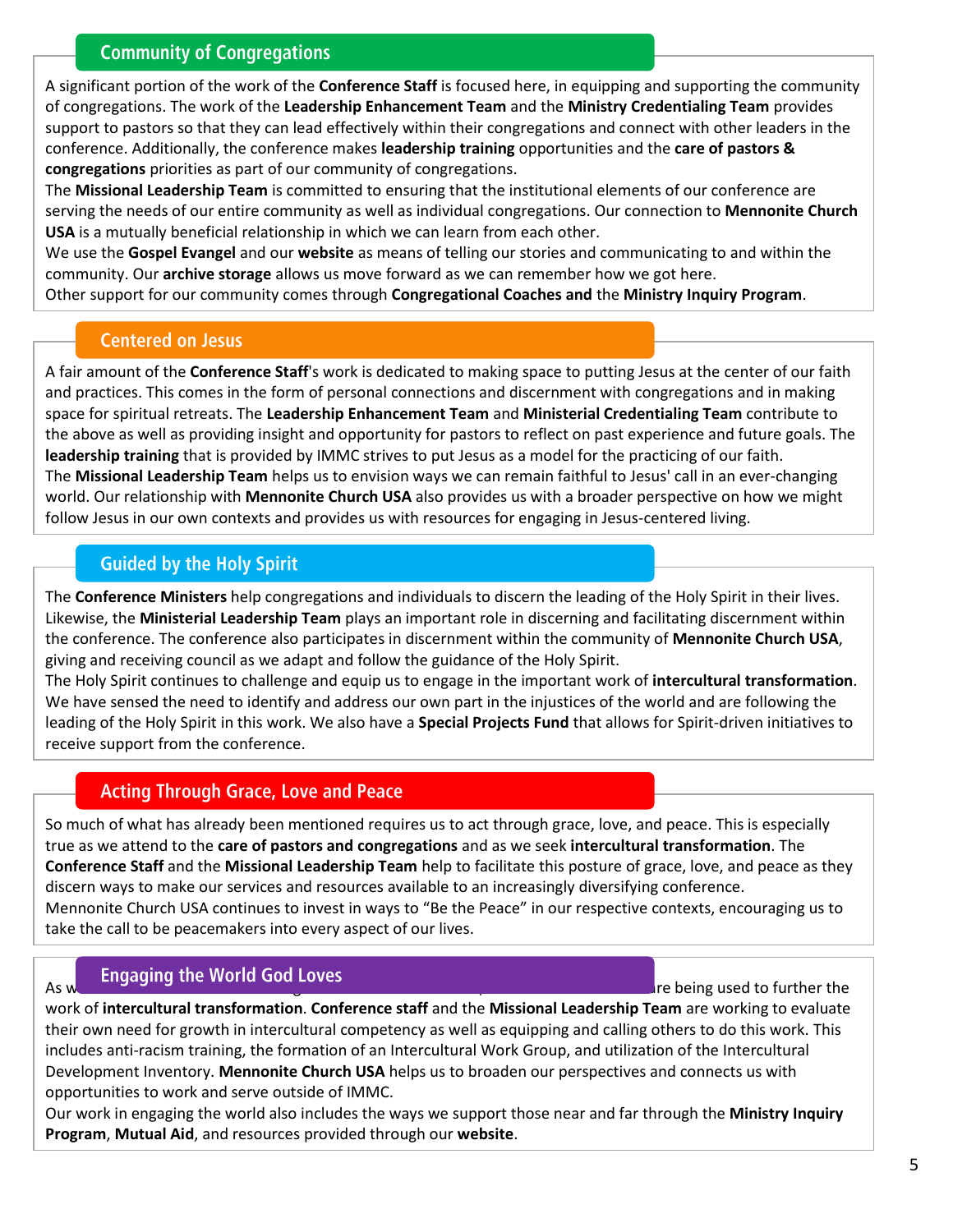## Community of Congregations

A significant portion of the work of the **Conference Staff** is focused here, in equipping and supporting the community of congregations. The work of the **Leadership Enhancement Team** and the **Ministry Credentialing Team** provides support to pastors so that they can lead effectively within their congregations and connect with other leaders in the conference. Additionally, the conference makes **leadership training** opportunities and the **care of pastors & congregations** priorities as part of our community of congregations.

The **Missional Leadership Team** is committed to ensuring that the institutional elements of our conference are serving the needs of our entire community as well as individual congregations. Our connection to **Mennonite Church USA** is a mutually beneficial relationship in which we can learn from each other.

We use the **Gospel Evangel** and our **website** as means of telling our stories and communicating to and within the community. Our **archive storage** allows us move forward as we can remember how we got here.

Other support for our community comes through **Congregational Coaches and** the **Ministry Inquiry Program**.

## Centered on Jesus

A fair amount of the **Conference Staff**'s work is dedicated to making space to putting Jesus at the center of our faith and practices. This comes in the form of personal connections and discernment with congregations and in making space for spiritual retreats. The **Leadership Enhancement Team** and **Ministerial Credentialing Team** contribute to the above as well as providing insight and opportunity for pastors to reflect on past experience and future goals. The **leadership training** that is provided by IMMC strives to put Jesus as a model for the practicing of our faith.

The **Missional Leadership Team** helps us to envision ways we can remain faithful to Jesus' call in an ever-changing world. Our relationship with **Mennonite Church USA** also provides us with a broader perspective on how we might follow Jesus in our own contexts and provides us with resources for engaging in Jesus-centered living.

## Guided by the Holy Spirit

The **Conference Ministers** help congregations and individuals to discern the leading of the Holy Spirit in their lives. Likewise, the **Ministerial Leadership Team** plays an important role in discerning and facilitating discernment within the conference. The conference also participates in discernment within the community of **Mennonite Church USA**, giving and receiving council as we adapt and follow the guidance of the Holy Spirit.

The Holy Spirit continues to challenge and equip us to engage in the important work of **intercultural transformation**. We have sensed the need to identify and address our own part in the injustices of the world and are following the leading of the Holy Spirit in this work. We also have a **Special Projects Fund** that allows for Spirit-driven initiatives to receive support from the conference.

## Acting Through Grace, Love and Peace

So much of what has already been mentioned requires us to act through grace, love, and peace. This is especially true as we attend to the **care of pastors and congregations** and as we seek **intercultural transformation**. The **Conference Staff** and the **Missional Leadership Team** help to facilitate this posture of grace, love, and peace as they discern ways to make our services and resources available to an increasingly diversifying conference.

Mennonite Church USA continues to invest in ways to "Be the Peace" in our respective contexts, encouraging us to take the call to be peacemakers into every aspect of our lives.

## Engaging the World God Loves

As w... ...re being used to further the work of **intercultural transformation**. **Conference staff** and the **Missional Leadership Team** are working to evaluate their own need for growth in intercultural competency as well as equipping and calling others to do this work. This includes anti-racism training, the formation of an Intercultural Work Group, and utilization of the Intercultural Development Inventory. **Mennonite Church USA** helps us to broaden our perspectives and connects us with opportunities to work and serve outside of IMMC.

Our work in engaging the world also includes the ways we support those near and far through the **Ministry Inquiry Program**, **Mutual Aid**, and resources provided through our **website**.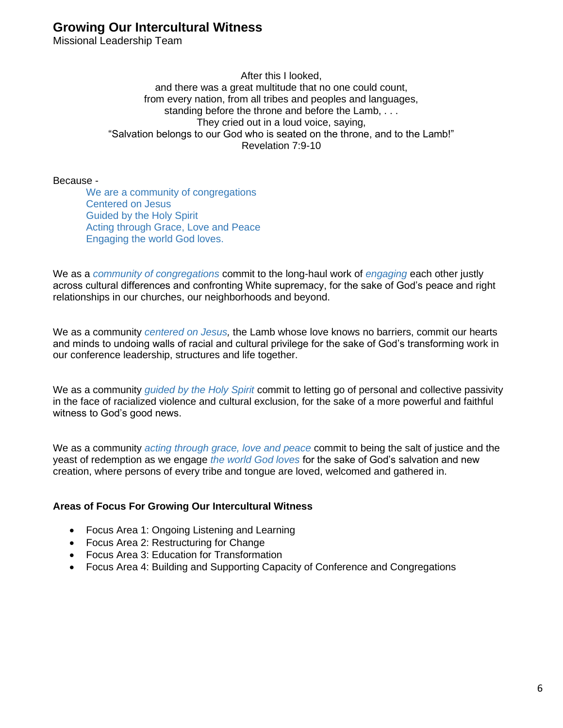# Growing Our Intercultural Witness

Missional Leadership Team

After this I looked,
and there was a great multitude that no one could count,
from every nation, from all tribes and peoples and languages,
standing before the throne and before the Lamb, . . .
They cried out in a loud voice, saying,
"Salvation belongs to our God who is seated on the throne, and to the Lamb!"
Revelation 7:9-10

Because -

> We are a community of congregations
> Centered on Jesus
> Guided by the Holy Spirit
> Acting through Grace, Love and Peace
> Engaging the world God loves.

We as a *community of congregations* commit to the long-haul work of *engaging* each other justly across cultural differences and confronting White supremacy, for the sake of God's peace and right relationships in our churches, our neighborhoods and beyond.

We as a community *centered on Jesus,* the Lamb whose love knows no barriers, commit our hearts and minds to undoing walls of racial and cultural privilege for the sake of God's transforming work in our conference leadership, structures and life together.

We as a community *guided by the Holy Spirit* commit to letting go of personal and collective passivity in the face of racialized violence and cultural exclusion, for the sake of a more powerful and faithful witness to God's good news.

We as a community *acting through grace, love and peace* commit to being the salt of justice and the yeast of redemption as we engage *the world God loves* for the sake of God's salvation and new creation, where persons of every tribe and tongue are loved, welcomed and gathered in.

**Areas of Focus For Growing Our Intercultural Witness**

- Focus Area 1: Ongoing Listening and Learning
- Focus Area 2: Restructuring for Change
- Focus Area 3: Education for Transformation
- Focus Area 4: Building and Supporting Capacity of Conference and Congregations